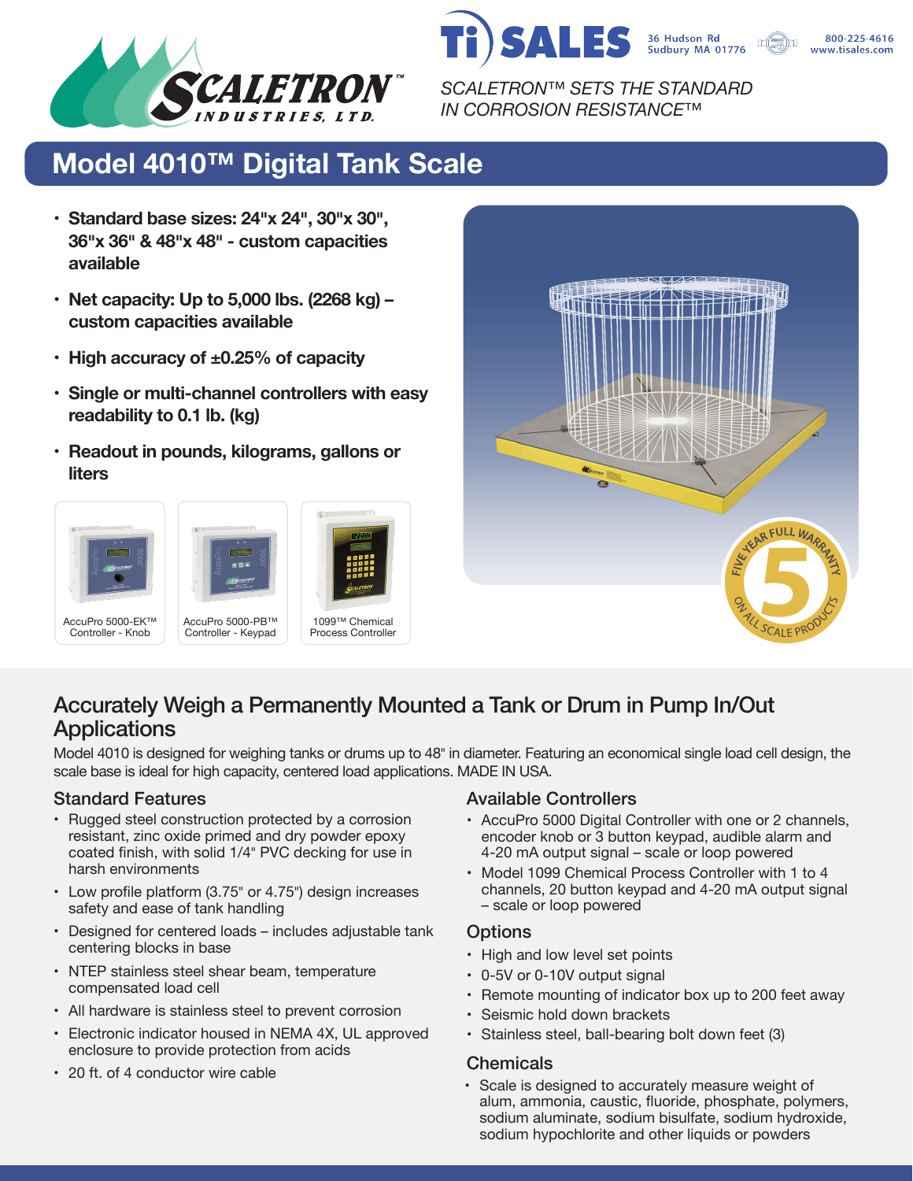SCALETRON INDUSTRIES, LTD.

Ti SALES 36 Hudson Rd Sudbury MA 01776 800-225-4616 www.tisales.com

*SCALETRON™ SETS THE STANDARD IN CORROSION RESISTANCE™*

# Model 4010™ Digital Tank Scale

- **Standard base sizes: 24"x 24", 30"x 30", 36"x 36" & 48"x 48" - custom capacities available**
- **Net capacity: Up to 5,000 lbs. (2268 kg) – custom capacities available**
- **High accuracy of ±0.25% of capacity**
- **Single or multi-channel controllers with easy readability to 0.1 lb. (kg)**
- **Readout in pounds, kilograms, gallons or liters**

AccuPro 5000-EK™ Controller - Knob

AccuPro 5000-PB™ Controller - Keypad

1099™ Chemical Process Controller

FIVE YEAR FULL WARRANTY 5 ON ALL SCALE PRODUCTS

## Accurately Weigh a Permanently Mounted a Tank or Drum in Pump In/Out Applications

Model 4010 is designed for weighing tanks or drums up to 48" in diameter. Featuring an economical single load cell design, the scale base is ideal for high capacity, centered load applications. MADE IN USA.

### Standard Features

- Rugged steel construction protected by a corrosion resistant, zinc oxide primed and dry powder epoxy coated finish, with solid 1/4" PVC decking for use in harsh environments
- Low profile platform (3.75" or 4.75") design increases safety and ease of tank handling
- Designed for centered loads – includes adjustable tank centering blocks in base
- NTEP stainless steel shear beam, temperature compensated load cell
- All hardware is stainless steel to prevent corrosion
- Electronic indicator housed in NEMA 4X, UL approved enclosure to provide protection from acids
- 20 ft. of 4 conductor wire cable

### Available Controllers

- AccuPro 5000 Digital Controller with one or 2 channels, encoder knob or 3 button keypad, audible alarm and 4-20 mA output signal – scale or loop powered
- Model 1099 Chemical Process Controller with 1 to 4 channels, 20 button keypad and 4-20 mA output signal – scale or loop powered

### Options

- High and low level set points
- 0-5V or 0-10V output signal
- Remote mounting of indicator box up to 200 feet away
- Seismic hold down brackets
- Stainless steel, ball-bearing bolt down feet (3)

### Chemicals

- Scale is designed to accurately measure weight of alum, ammonia, caustic, fluoride, phosphate, polymers, sodium aluminate, sodium bisulfate, sodium hydroxide, sodium hypochlorite and other liquids or powders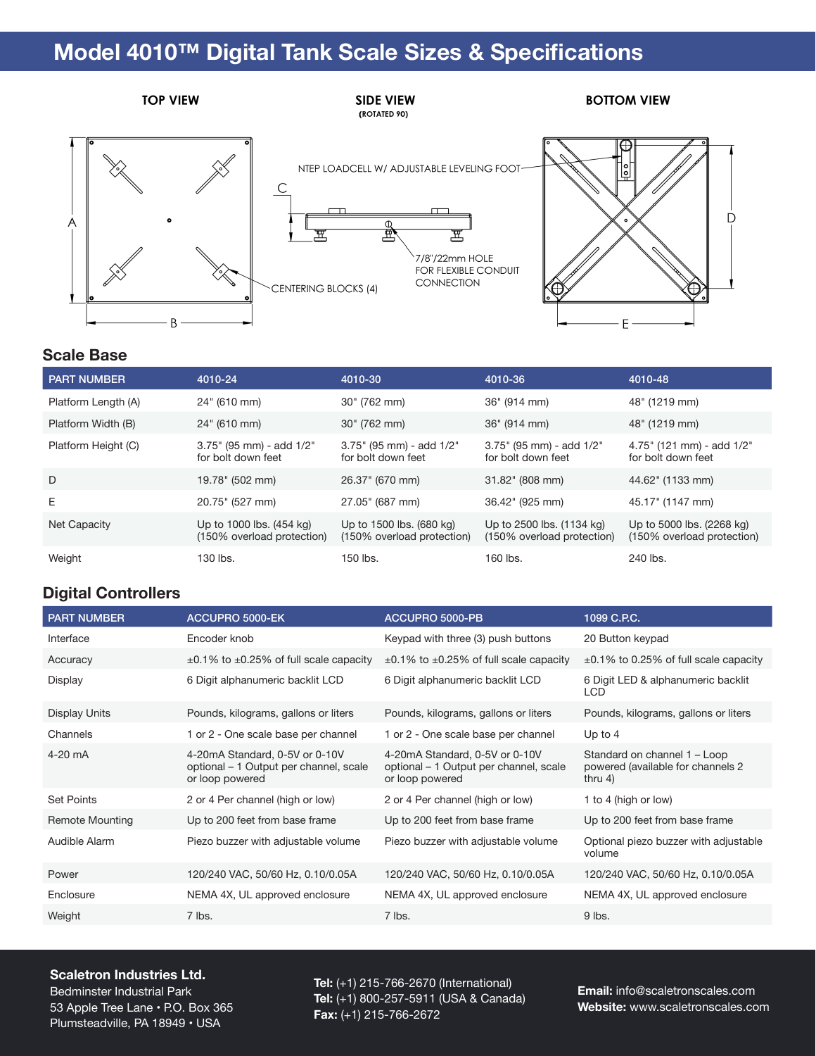# Model 4010™ Digital Tank Scale Sizes & Specifications

TOP VIEW

SIDE VIEW
(ROTATED 90)

BOTTOM VIEW

NTEP LOADCELL W/ ADJUSTABLE LEVELING FOOT

C

A

B

D

E

7/8"/22mm HOLE FOR FLEXIBLE CONDUIT CONNECTION

CENTERING BLOCKS (4)

## Scale Base

| PART NUMBER | 4010-24 | 4010-30 | 4010-36 | 4010-48 |
|---|---|---|---|---|
| Platform Length (A) | 24" (610 mm) | 30" (762 mm) | 36" (914 mm) | 48" (1219 mm) |
| Platform Width (B) | 24" (610 mm) | 30" (762 mm) | 36" (914 mm) | 48" (1219 mm) |
| Platform Height (C) | 3.75" (95 mm) - add 1/2" for bolt down feet | 3.75" (95 mm) - add 1/2" for bolt down feet | 3.75" (95 mm) - add 1/2" for bolt down feet | 4.75" (121 mm) - add 1/2" for bolt down feet |
| D | 19.78" (502 mm) | 26.37" (670 mm) | 31.82" (808 mm) | 44.62" (1133 mm) |
| E | 20.75" (527 mm) | 27.05" (687 mm) | 36.42" (925 mm) | 45.17" (1147 mm) |
| Net Capacity | Up to 1000 lbs. (454 kg) (150% overload protection) | Up to 1500 lbs. (680 kg) (150% overload protection) | Up to 2500 lbs. (1134 kg) (150% overload protection) | Up to 5000 lbs. (2268 kg) (150% overload protection) |
| Weight | 130 lbs. | 150 lbs. | 160 lbs. | 240 lbs. |

## Digital Controllers

| PART NUMBER | ACCUPRO 5000-EK | ACCUPRO 5000-PB | 1099 C.P.C. |
|---|---|---|---|
| Interface | Encoder knob | Keypad with three (3) push buttons | 20 Button keypad |
| Accuracy | ±0.1% to ±0.25% of full scale capacity | ±0.1% to ±0.25% of full scale capacity | ±0.1% to 0.25% of full scale capacity |
| Display | 6 Digit alphanumeric backlit LCD | 6 Digit alphanumeric backlit LCD | 6 Digit LED & alphanumeric backlit LCD |
| Display Units | Pounds, kilograms, gallons or liters | Pounds, kilograms, gallons or liters | Pounds, kilograms, gallons or liters |
| Channels | 1 or 2 - One scale base per channel | 1 or 2 - One scale base per channel | Up to 4 |
| 4-20 mA | 4-20mA Standard, 0-5V or 0-10V optional – 1 Output per channel, scale or loop powered | 4-20mA Standard, 0-5V or 0-10V optional – 1 Output per channel, scale or loop powered | Standard on channel 1 – Loop powered (available for channels 2 thru 4) |
| Set Points | 2 or 4 Per channel (high or low) | 2 or 4 Per channel (high or low) | 1 to 4 (high or low) |
| Remote Mounting | Up to 200 feet from base frame | Up to 200 feet from base frame | Up to 200 feet from base frame |
| Audible Alarm | Piezo buzzer with adjustable volume | Piezo buzzer with adjustable volume | Optional piezo buzzer with adjustable volume |
| Power | 120/240 VAC, 50/60 Hz, 0.10/0.05A | 120/240 VAC, 50/60 Hz, 0.10/0.05A | 120/240 VAC, 50/60 Hz, 0.10/0.05A |
| Enclosure | NEMA 4X, UL approved enclosure | NEMA 4X, UL approved enclosure | NEMA 4X, UL approved enclosure |
| Weight | 7 lbs. | 7 lbs. | 9 lbs. |

**Scaletron Industries Ltd.**
Bedminster Industrial Park
53 Apple Tree Lane • P.O. Box 365
Plumsteadville, PA 18949 • USA

**Tel:** (+1) 215-766-2670 (International)
**Tel:** (+1) 800-257-5911 (USA & Canada)
**Fax:** (+1) 215-766-2672

**Email:** info@scaletronscales.com
**Website:** www.scaletronscales.com